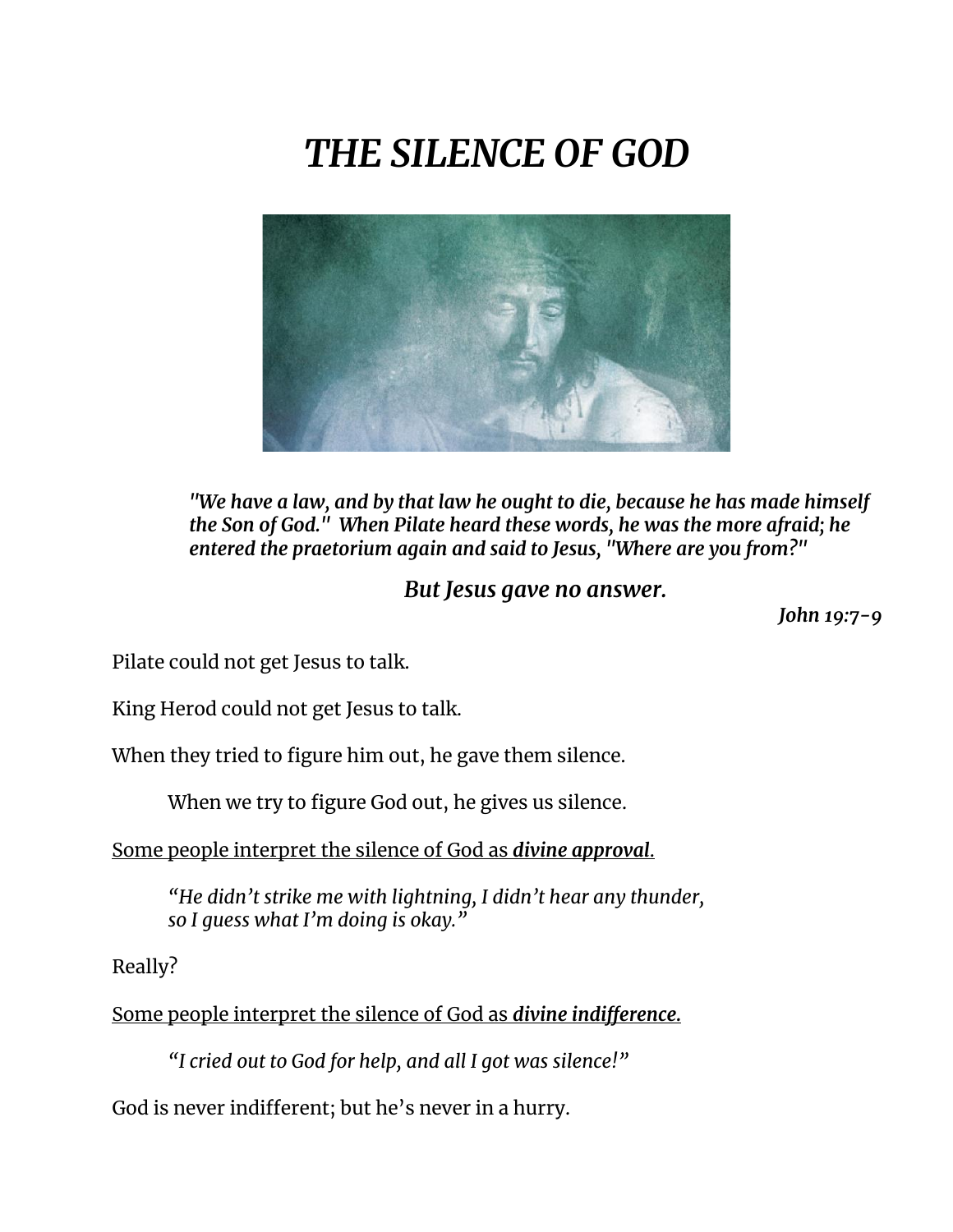# *THE SILENCE OF GOD*

> ***"We have a law, and by that law he ought to die, because he has made himself the Son of God." When Pilate heard these words, he was the more afraid; he entered the praetorium again and said to Jesus, "Where are you from?"***
>
> ***But Jesus gave no answer.***
>
> ***John 19:7-9***

Pilate could not get Jesus to talk.

King Herod could not get Jesus to talk.

When they tried to figure him out, he gave them silence.

> When we try to figure God out, he gives us silence.

<u>Some people interpret the silence of God as ***divine approval***.</u>

> *"He didn't strike me with lightning, I didn't hear any thunder, so I guess what I'm doing is okay."*

Really?

<u>Some people interpret the silence of God as ***divine indifference.***</u>

> *"I cried out to God for help, and all I got was silence!"*

God is never indifferent; but he's never in a hurry.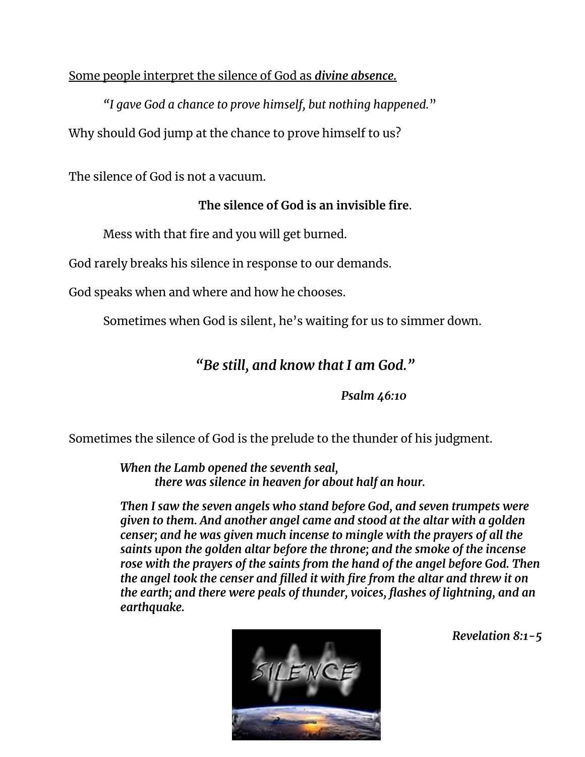Some people interpret the silence of God as ***divine absence.***

*"I gave God a chance to prove himself, but nothing happened."*

Why should God jump at the chance to prove himself to us?

The silence of God is not a vacuum.

**The silence of God is an invisible fire**.

Mess with that fire and you will get burned.

God rarely breaks his silence in response to our demands.

God speaks when and where and how he chooses.

Sometimes when God is silent, he's waiting for us to simmer down.

***"Be still, and know that I am God."***

***Psalm 46:10***

Sometimes the silence of God is the prelude to the thunder of his judgment.

***When the Lamb opened the seventh seal,***
***there was silence in heaven for about half an hour.***

***Then I saw the seven angels who stand before God, and seven trumpets were given to them. And another angel came and stood at the altar with a golden censer; and he was given much incense to mingle with the prayers of all the saints upon the golden altar before the throne; and the smoke of the incense rose with the prayers of the saints from the hand of the angel before God. Then the angel took the censer and filled it with fire from the altar and threw it on the earth; and there were peals of thunder, voices, flashes of lightning, and an earthquake.***

***Revelation 8:1-5***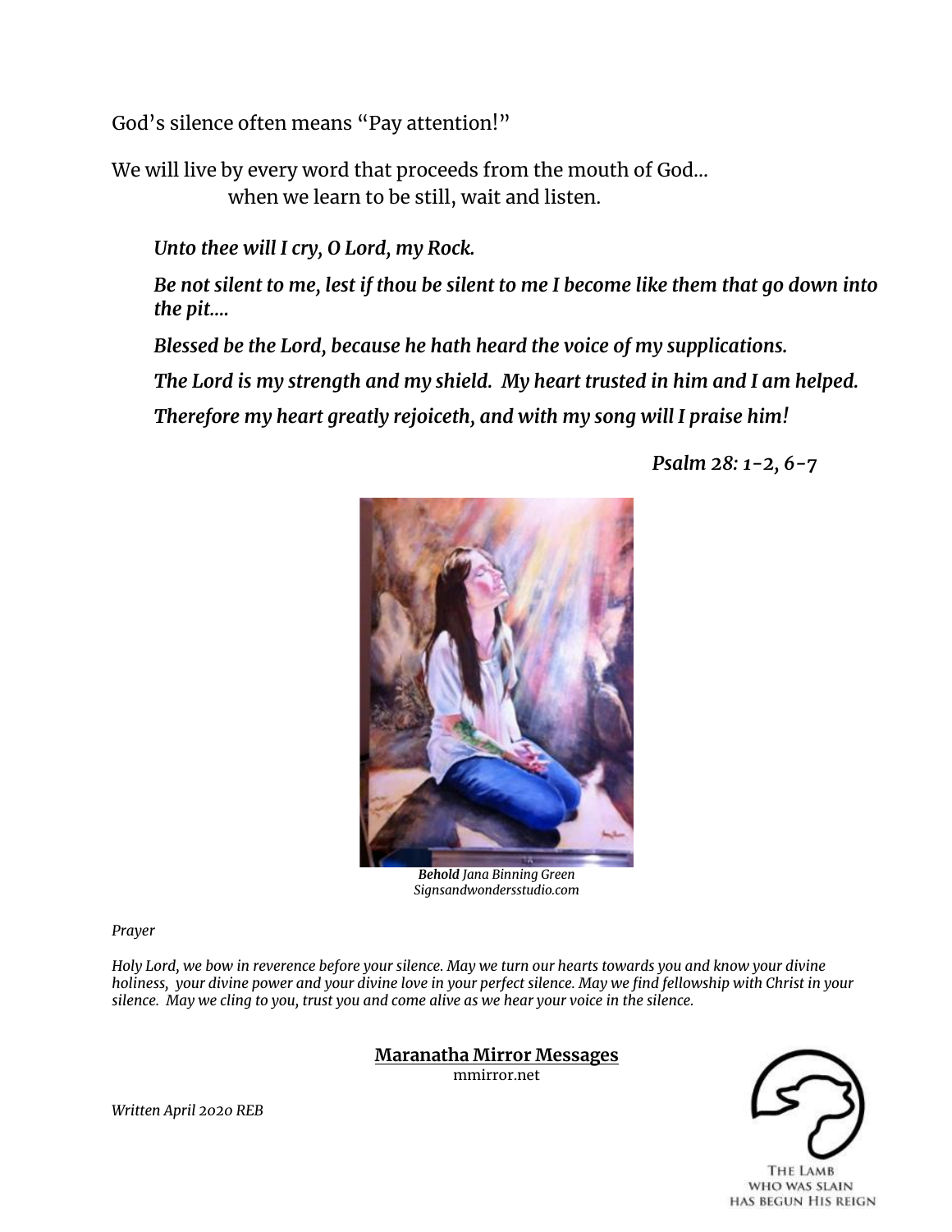God's silence often means "Pay attention!"

We will live by every word that proceeds from the mouth of God…
when we learn to be still, wait and listen.

***Unto thee will I cry, O Lord, my Rock.***

***Be not silent to me, lest if thou be silent to me I become like them that go down into the pit….***

***Blessed be the Lord, because he hath heard the voice of my supplications.***

***The Lord is my strength and my shield. My heart trusted in him and I am helped.***

***Therefore my heart greatly rejoiceth, and with my song will I praise him!***

*Psalm 28: 1-2, 6-7*

***Behold** Jana Binning Green*
*Signsandwondersstudio.com*

*Prayer*

*Holy Lord, we bow in reverence before your silence. May we turn our hearts towards you and know your divine holiness, your divine power and your divine love in your perfect silence. May we find fellowship with Christ in your silence. May we cling to you, trust you and come alive as we hear your voice in the silence.*

**Maranatha Mirror Messages**
mmirror.net

*Written April 2020 REB*

THE LAMB WHO WAS SLAIN HAS BEGUN HIS REIGN